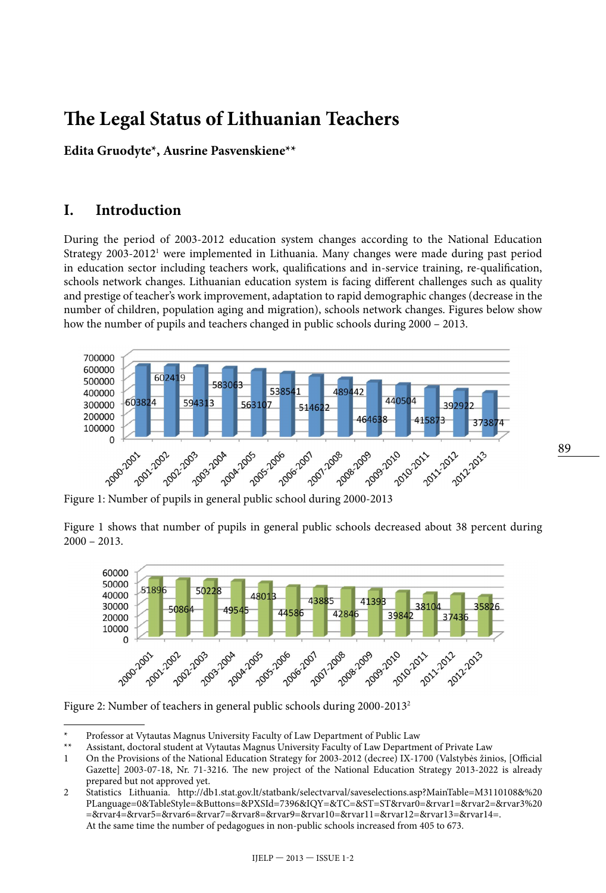# The Legal Status of Lithuanian Teachers

**Edita Gruodyte*, Ausrine Pasvenskiene****

## I. Introduction

During the period of 2003-2012 education system changes according to the National Education Strategy 2003-2012[1] were implemented in Lithuania. Many changes were made during past period in education sector including teachers work, qualifications and in-service training, re-qualification, schools network changes. Lithuanian education system is facing different challenges such as quality and prestige of teacher's work improvement, adaptation to rapid demographic changes (decrease in the number of children, population aging and migration), schools network changes. Figures below show how the number of pupils and teachers changed in public schools during 2000 – 2013.

| Year | Number of pupils |
|---|---|
| 2000-2001 | 603824 |
| 2001-2002 | 602419 |
| 2002-2003 | 594313 |
| 2003-2004 | 583063 |
| 2004-2005 | 563107 |
| 2005-2006 | 538541 |
| 2006-2007 | 514622 |
| 2007-2008 | 489442 |
| 2008-2009 | 464638 |
| 2009-2010 | 440504 |
| 2010-2011 | 415873 |
| 2011-2012 | 392922 |
| 2012-2013 | 373874 |

Figure 1: Number of pupils in general public school during 2000-2013

Figure 1 shows that number of pupils in general public schools decreased about 38 percent during 2000 – 2013.

| Year | Number of teachers |
|---|---|
| 2000-2001 | 51896 |
| 2001-2002 | 50864 |
| 2002-2003 | 50228 |
| 2003-2004 | 49545 |
| 2004-2005 | 48013 |
| 2005-2006 | 44586 |
| 2006-2007 | 43885 |
| 2007-2008 | 42846 |
| 2008-2009 | 41393 |
| 2009-2010 | 39842 |
| 2010-2011 | 38104 |
| 2011-2012 | 37436 |
| 2012-2013 | 35826 |

Figure 2: Number of teachers in general public schools during 2000-2013[2]

---

\* Professor at Vytautas Magnus University Faculty of Law Department of Public Law

\*\* Assistant, doctoral student at Vytautas Magnus University Faculty of Law Department of Private Law

1 On the Provisions of the National Education Strategy for 2003-2012 (decree) IX-1700 (Valstybės žinios, [Official Gazette] 2003-07-18, Nr. 71-3216. The new project of the National Education Strategy 2013-2022 is already prepared but not approved yet.

2 Statistics Lithuania. http://db1.stat.gov.lt/statbank/selectvarval/saveselections.asp?MainTable=M3110108&%20PLanguage=0&TableStyle=&Buttons=&PXSId=7396&IQY=&TC=&ST=ST&rvar0=&rvar1=&rvar2=&rvar3%20=&rvar4=&rvar5=&rvar6=&rvar7=&rvar8=&rvar9=&rvar10=&rvar11=&rvar12=&rvar13=&rvar14=.
At the same time the number of pedagogues in non-public schools increased from 405 to 673.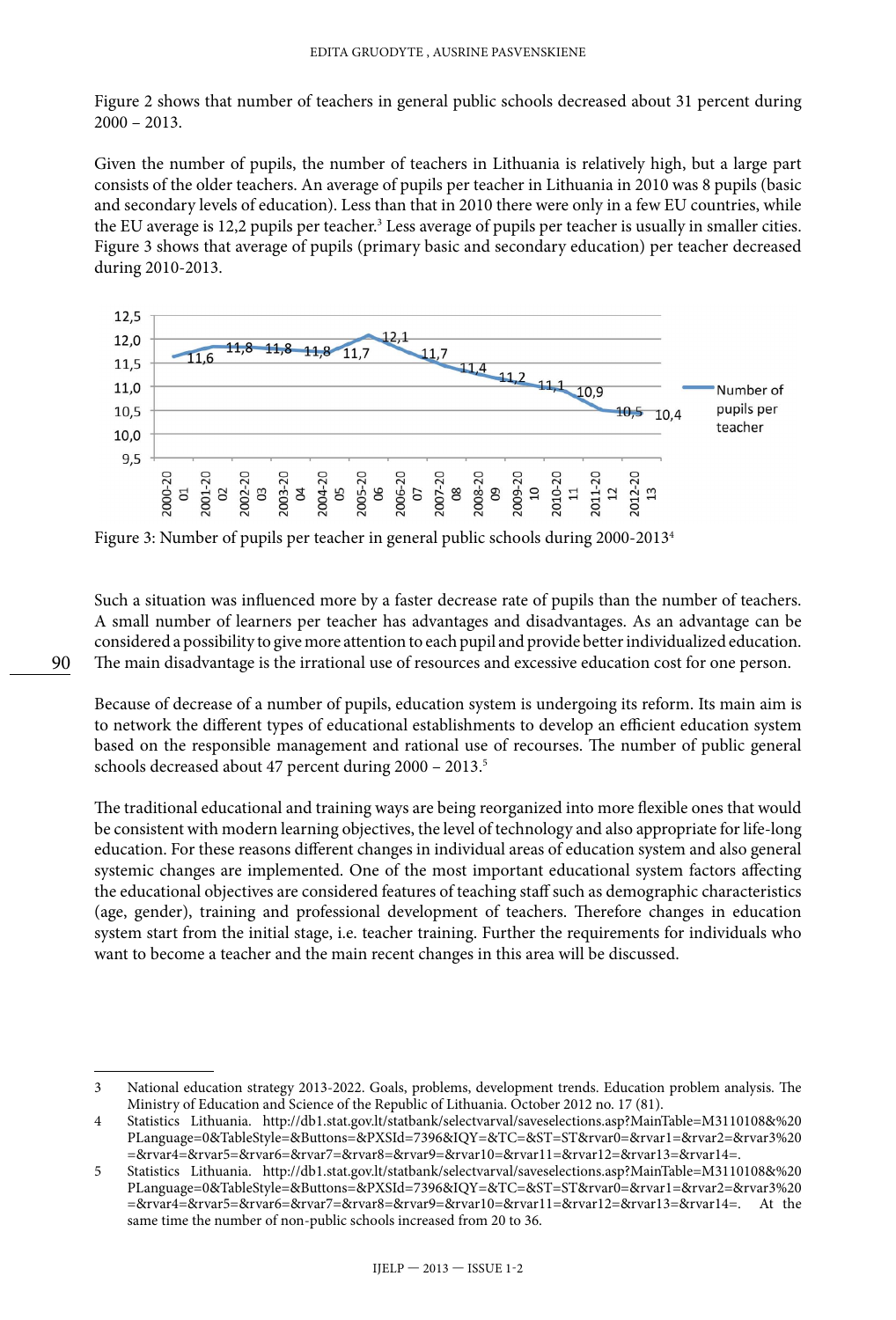Figure 2 shows that number of teachers in general public schools decreased about 31 percent during 2000 – 2013.

Given the number of pupils, the number of teachers in Lithuania is relatively high, but a large part consists of the older teachers. An average of pupils per teacher in Lithuania in 2010 was 8 pupils (basic and secondary levels of education). Less than that in 2010 there were only in a few EU countries, while the EU average is 12,2 pupils per teacher.[3] Less average of pupils per teacher is usually in smaller cities. Figure 3 shows that average of pupils (primary basic and secondary education) per teacher decreased during 2010-2013.

Figure 3: Number of pupils per teacher in general public schools during 2000-2013[4]

Such a situation was influenced more by a faster decrease rate of pupils than the number of teachers. A small number of learners per teacher has advantages and disadvantages. As an advantage can be considered a possibility to give more attention to each pupil and provide better individualized education. The main disadvantage is the irrational use of resources and excessive education cost for one person.

Because of decrease of a number of pupils, education system is undergoing its reform. Its main aim is to network the different types of educational establishments to develop an efficient education system based on the responsible management and rational use of recourses. The number of public general schools decreased about 47 percent during 2000 – 2013.[5]

The traditional educational and training ways are being reorganized into more flexible ones that would be consistent with modern learning objectives, the level of technology and also appropriate for life-long education. For these reasons different changes in individual areas of education system and also general systemic changes are implemented. One of the most important educational system factors affecting the educational objectives are considered features of teaching staff such as demographic characteristics (age, gender), training and professional development of teachers. Therefore changes in education system start from the initial stage, i.e. teacher training. Further the requirements for individuals who want to become a teacher and the main recent changes in this area will be discussed.

---

3 National education strategy 2013-2022. Goals, problems, development trends. Education problem analysis. The Ministry of Education and Science of the Republic of Lithuania. October 2012 no. 17 (81).

4 Statistics Lithuania. http://db1.stat.gov.lt/statbank/selectvarval/saveselections.asp?MainTable=M3110108&%20PLanguage=0&TableStyle=&Buttons=&PXSId=7396&IQY=&TC=&ST=ST&rvar0=&rvar1=&rvar2=&rvar3%20=&rvar4=&rvar5=&rvar6=&rvar7=&rvar8=&rvar9=&rvar10=&rvar11=&rvar12=&rvar13=&rvar14=.

5 Statistics Lithuania. http://db1.stat.gov.lt/statbank/selectvarval/saveselections.asp?MainTable=M3110108&%20PLanguage=0&TableStyle=&Buttons=&PXSId=7396&IQY=&TC=&ST=ST&rvar0=&rvar1=&rvar2=&rvar3%20=&rvar4=&rvar5=&rvar6=&rvar7=&rvar8=&rvar9=&rvar10=&rvar11=&rvar12=&rvar13=&rvar14=. At the same time the number of non-public schools increased from 20 to 36.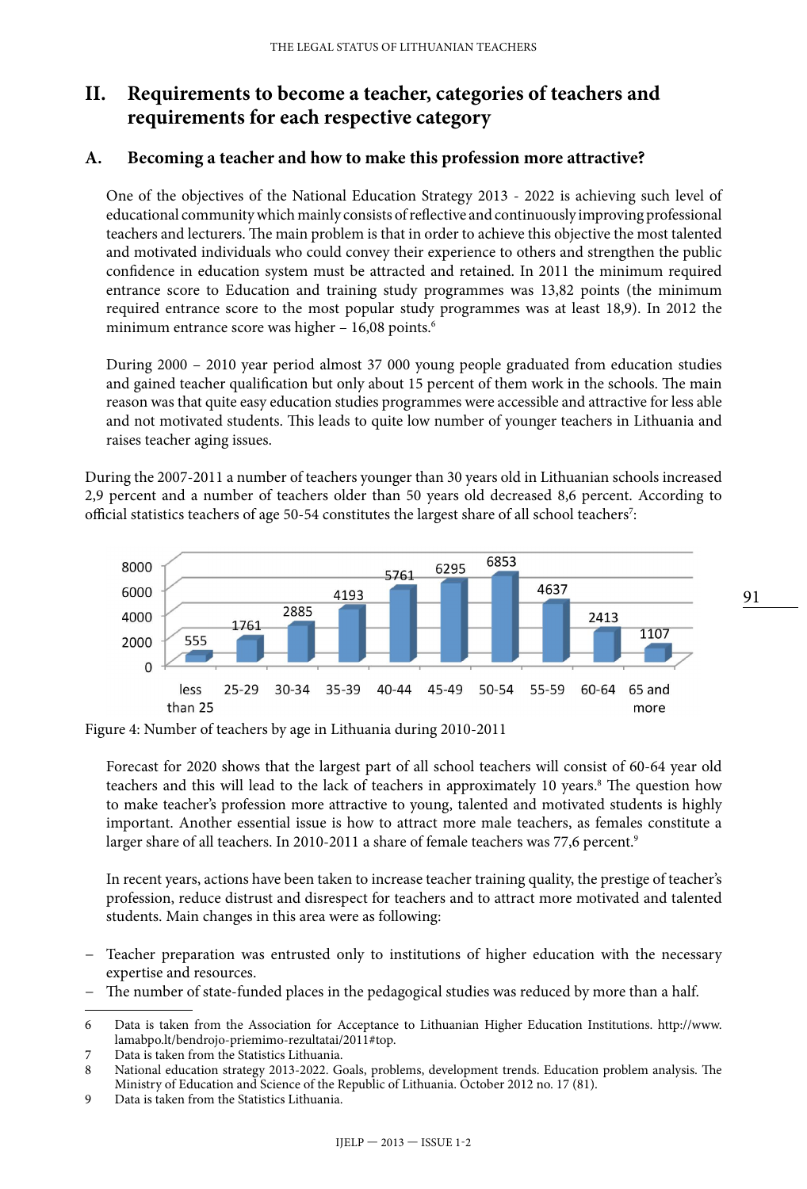## II. Requirements to become a teacher, categories of teachers and requirements for each respective category

### A. Becoming a teacher and how to make this profession more attractive?

One of the objectives of the National Education Strategy 2013 - 2022 is achieving such level of educational community which mainly consists of reflective and continuously improving professional teachers and lecturers. The main problem is that in order to achieve this objective the most talented and motivated individuals who could convey their experience to others and strengthen the public confidence in education system must be attracted and retained. In 2011 the minimum required entrance score to Education and training study programmes was 13,82 points (the minimum required entrance score to the most popular study programmes was at least 18,9). In 2012 the minimum entrance score was higher – 16,08 points.[6]

During 2000 – 2010 year period almost 37 000 young people graduated from education studies and gained teacher qualification but only about 15 percent of them work in the schools. The main reason was that quite easy education studies programmes were accessible and attractive for less able and not motivated students. This leads to quite low number of younger teachers in Lithuania and raises teacher aging issues.

During the 2007-2011 a number of teachers younger than 30 years old in Lithuanian schools increased 2,9 percent and a number of teachers older than 50 years old decreased 8,6 percent. According to official statistics teachers of age 50-54 constitutes the largest share of all school teachers[7]:

| Age | less than 25 | 25-29 | 30-34 | 35-39 | 40-44 | 45-49 | 50-54 | 55-59 | 60-64 | 65 and more |
|---|---|---|---|---|---|---|---|---|---|---|
| Number of teachers | 555 | 1761 | 2885 | 4193 | 5761 | 6295 | 6853 | 4637 | 2413 | 1107 |

Figure 4: Number of teachers by age in Lithuania during 2010-2011

Forecast for 2020 shows that the largest part of all school teachers will consist of 60-64 year old teachers and this will lead to the lack of teachers in approximately 10 years.[8] The question how to make teacher's profession more attractive to young, talented and motivated students is highly important. Another essential issue is how to attract more male teachers, as females constitute a larger share of all teachers. In 2010-2011 a share of female teachers was 77,6 percent.[9]

In recent years, actions have been taken to increase teacher training quality, the prestige of teacher's profession, reduce distrust and disrespect for teachers and to attract more motivated and talented students. Main changes in this area were as following:

- Teacher preparation was entrusted only to institutions of higher education with the necessary expertise and resources.
- The number of state-funded places in the pedagogical studies was reduced by more than a half.

---

6 Data is taken from the Association for Acceptance to Lithuanian Higher Education Institutions. http://www.lamabpo.lt/bendrojo-priemimo-rezultatai/2011#top.

7 Data is taken from the Statistics Lithuania.

8 National education strategy 2013-2022. Goals, problems, development trends. Education problem analysis. The Ministry of Education and Science of the Republic of Lithuania. October 2012 no. 17 (81).

9 Data is taken from the Statistics Lithuania.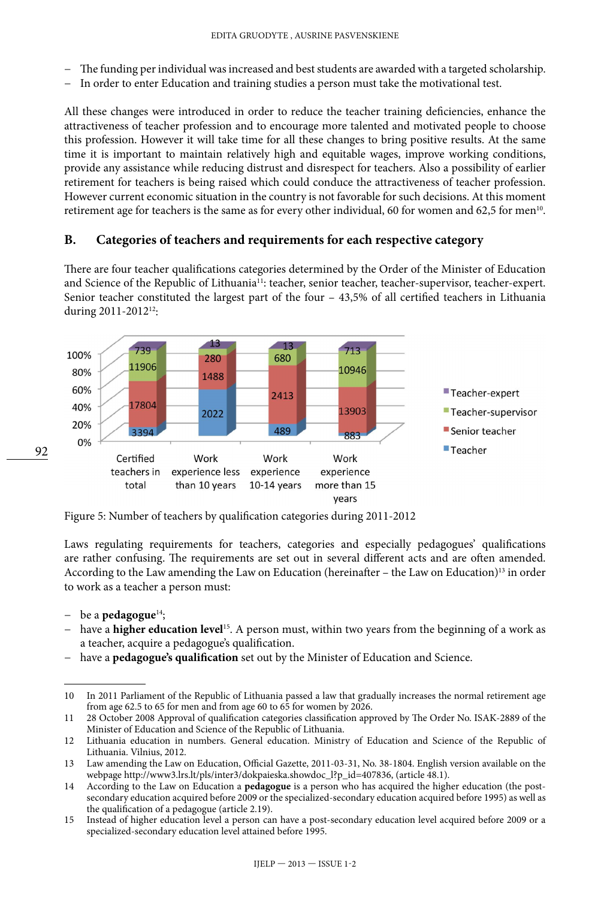- The funding per individual was increased and best students are awarded with a targeted scholarship.
- In order to enter Education and training studies a person must take the motivational test.

All these changes were introduced in order to reduce the teacher training deficiencies, enhance the attractiveness of teacher profession and to encourage more talented and motivated people to choose this profession. However it will take time for all these changes to bring positive results. At the same time it is important to maintain relatively high and equitable wages, improve working conditions, provide any assistance while reducing distrust and disrespect for teachers. Also a possibility of earlier retirement for teachers is being raised which could conduce the attractiveness of teacher profession. However current economic situation in the country is not favorable for such decisions. At this moment retirement age for teachers is the same as for every other individual, 60 for women and 62,5 for men[10].

## B. Categories of teachers and requirements for each respective category

There are four teacher qualifications categories determined by the Order of the Minister of Education and Science of the Republic of Lithuania[11]: teacher, senior teacher, teacher-supervisor, teacher-expert. Senior teacher constituted the largest part of the four – 43,5% of all certified teachers in Lithuania during 2011-2012[12]:

| | Certified teachers in total | Work experience less than 10 years | Work experience 10-14 years | Work experience more than 15 years |
|---|---|---|---|---|
| Teacher-expert | 739 | 13 | 13 | 713 |
| Teacher-supervisor | 11906 | 280 | 680 | 10946 |
| Senior teacher | 17804 | 1488 | 2413 | 13903 |
| Teacher | 3394 | 2022 | 489 | 883 |

Figure 5: Number of teachers by qualification categories during 2011-2012

Laws regulating requirements for teachers, categories and especially pedagogues' qualifications are rather confusing. The requirements are set out in several different acts and are often amended. According to the Law amending the Law on Education (hereinafter – the Law on Education)[13] in order to work as a teacher a person must:

- be a **pedagogue**[14];
- have a **higher education level**[15]. A person must, within two years from the beginning of a work as a teacher, acquire a pedagogue's qualification.
- have a **pedagogue's qualification** set out by the Minister of Education and Science.

---

10 In 2011 Parliament of the Republic of Lithuania passed a law that gradually increases the normal retirement age from age 62.5 to 65 for men and from age 60 to 65 for women by 2026.

11 28 October 2008 Approval of qualification categories classification approved by The Order No. ISAK-2889 of the Minister of Education and Science of the Republic of Lithuania.

12 Lithuania education in numbers. General education. Ministry of Education and Science of the Republic of Lithuania. Vilnius, 2012.

13 Law amending the Law on Education, Official Gazette, 2011-03-31, No. 38-1804. English version available on the webpage http://www3.lrs.lt/pls/inter3/dokpaieska.showdoc_l?p_id=407836, (article 48.1).

14 According to the Law on Education a **pedagogue** is a person who has acquired the higher education (the post-secondary education acquired before 2009 or the specialized-secondary education acquired before 1995) as well as the qualification of a pedagogue (article 2.19).

15 Instead of higher education level a person can have a post-secondary education level acquired before 2009 or a specialized-secondary education level attained before 1995.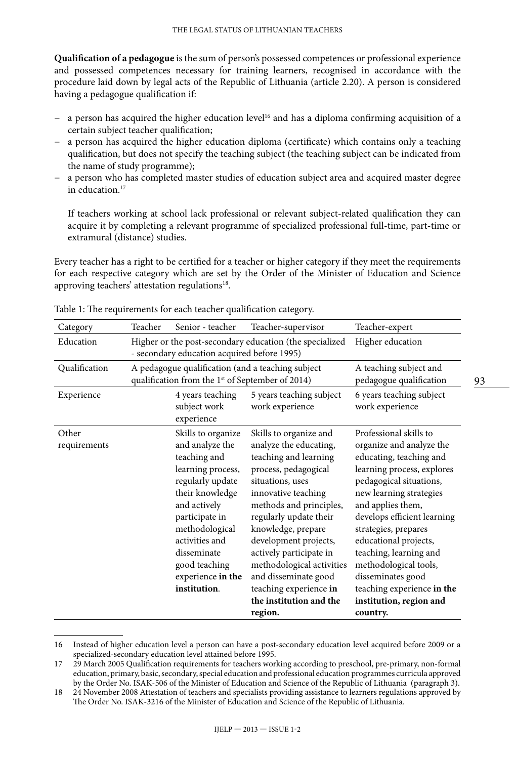**Qualification of a pedagogue** is the sum of person's possessed competences or professional experience and possessed competences necessary for training learners, recognised in accordance with the procedure laid down by legal acts of the Republic of Lithuania (article 2.20). A person is considered having a pedagogue qualification if:

- a person has acquired the higher education level[16] and has a diploma confirming acquisition of a certain subject teacher qualification;
- a person has acquired the higher education diploma (certificate) which contains only a teaching qualification, but does not specify the teaching subject (the teaching subject can be indicated from the name of study programme);
- a person who has completed master studies of education subject area and acquired master degree in education.[17]

  If teachers working at school lack professional or relevant subject-related qualification they can acquire it by completing a relevant programme of specialized professional full-time, part-time or extramural (distance) studies.

Every teacher has a right to be certified for a teacher or higher category if they meet the requirements for each respective category which are set by the Order of the Minister of Education and Science approving teachers' attestation regulations[18].

Table 1: The requirements for each teacher qualification category.

| Category | Teacher | Senior - teacher | Teacher-supervisor | Teacher-expert |
|---|---|---|---|---|
| Education | Higher or the post-secondary education (the specialized - secondary education acquired before 1995) | | | Higher education |
| Qualification | A pedagogue qualification (and a teaching subject qualification from the 1st of September of 2014) | | | A teaching subject and pedagogue qualification |
| Experience | | 4 years teaching subject work experience | 5 years teaching subject work experience | 6 years teaching subject work experience |
| Other requirements | | Skills to organize and analyze the teaching and learning process, regularly update their knowledge and actively participate in methodological activities and disseminate good teaching experience **in the institution**. | Skills to organize and analyze the educating, teaching and learning process, pedagogical situations, uses innovative teaching methods and principles, regularly update their knowledge, prepare development projects, actively participate in methodological activities and disseminate good teaching experience **in the institution and the region.** | Professional skills to organize and analyze the educating, teaching and learning process, explores pedagogical situations, new learning strategies and applies them, develops efficient learning strategies, prepares educational projects, teaching, learning and methodological tools, disseminates good teaching experience **in the institution, region and country.** |

---

16 Instead of higher education level a person can have a post-secondary education level acquired before 2009 or a specialized-secondary education level attained before 1995.

17 29 March 2005 Qualification requirements for teachers working according to preschool, pre-primary, non-formal education, primary, basic, secondary, special education and professional education programmes curricula approved by the Order No. ISAK-506 of the Minister of Education and Science of the Republic of Lithuania (paragraph 3).

18 24 November 2008 Attestation of teachers and specialists providing assistance to learners regulations approved by The Order No. ISAK-3216 of the Minister of Education and Science of the Republic of Lithuania.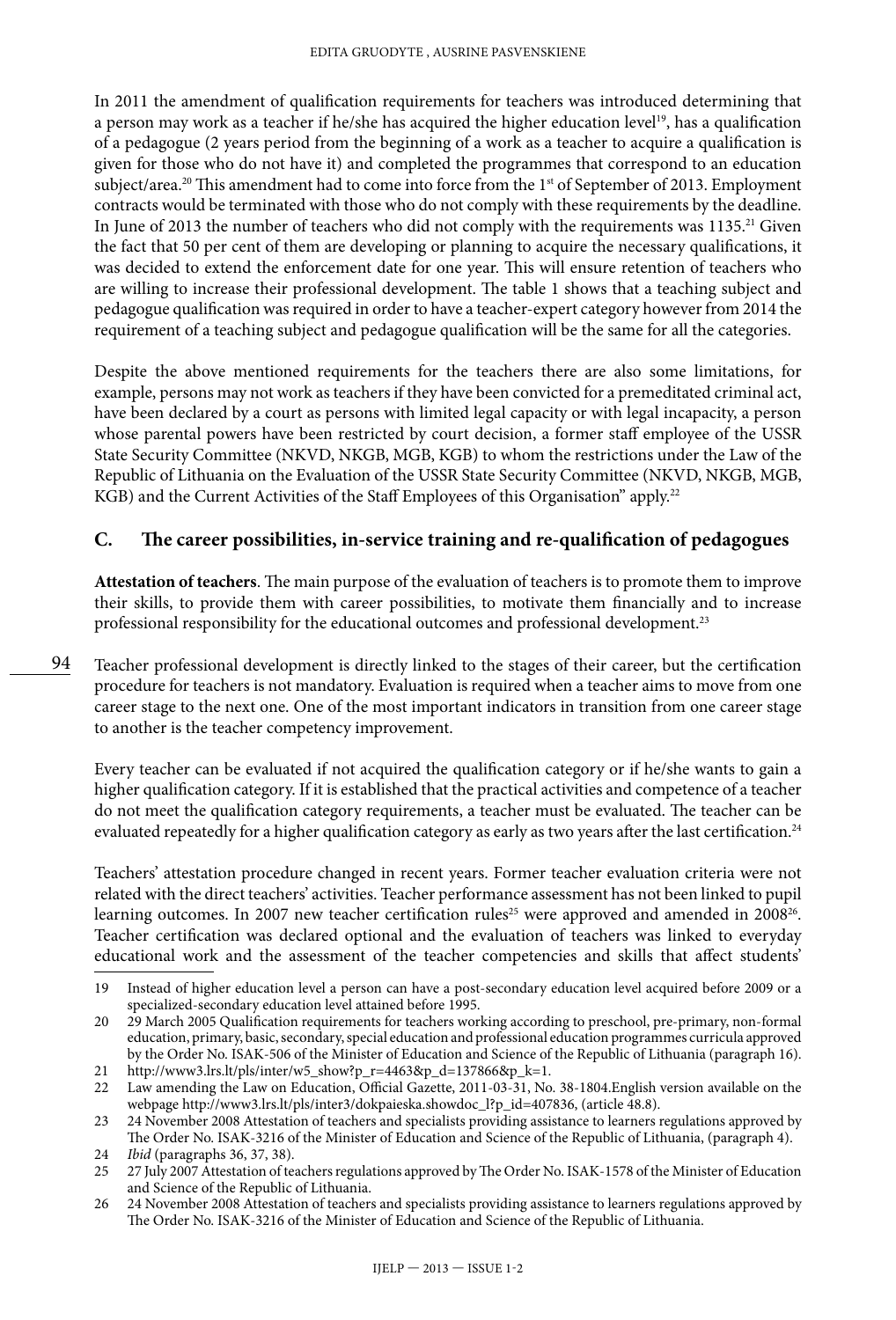In 2011 the amendment of qualification requirements for teachers was introduced determining that a person may work as a teacher if he/she has acquired the higher education level[19], has a qualification of a pedagogue (2 years period from the beginning of a work as a teacher to acquire a qualification is given for those who do not have it) and completed the programmes that correspond to an education subject/area.[20] This amendment had to come into force from the 1st of September of 2013. Employment contracts would be terminated with those who do not comply with these requirements by the deadline. In June of 2013 the number of teachers who did not comply with the requirements was 1135.[21] Given the fact that 50 per cent of them are developing or planning to acquire the necessary qualifications, it was decided to extend the enforcement date for one year. This will ensure retention of teachers who are willing to increase their professional development. The table 1 shows that a teaching subject and pedagogue qualification was required in order to have a teacher-expert category however from 2014 the requirement of a teaching subject and pedagogue qualification will be the same for all the categories.

Despite the above mentioned requirements for the teachers there are also some limitations, for example, persons may not work as teachers if they have been convicted for a premeditated criminal act, have been declared by a court as persons with limited legal capacity or with legal incapacity, a person whose parental powers have been restricted by court decision, a former staff employee of the USSR State Security Committee (NKVD, NKGB, MGB, KGB) to whom the restrictions under the Law of the Republic of Lithuania on the Evaluation of the USSR State Security Committee (NKVD, NKGB, MGB, KGB) and the Current Activities of the Staff Employees of this Organisation" apply.[22]

## C. The career possibilities, in-service training and re-qualification of pedagogues

**Attestation of teachers**. The main purpose of the evaluation of teachers is to promote them to improve their skills, to provide them with career possibilities, to motivate them financially and to increase professional responsibility for the educational outcomes and professional development.[23]

Teacher professional development is directly linked to the stages of their career, but the certification procedure for teachers is not mandatory. Evaluation is required when a teacher aims to move from one career stage to the next one. One of the most important indicators in transition from one career stage to another is the teacher competency improvement.

Every teacher can be evaluated if not acquired the qualification category or if he/she wants to gain a higher qualification category. If it is established that the practical activities and competence of a teacher do not meet the qualification category requirements, a teacher must be evaluated. The teacher can be evaluated repeatedly for a higher qualification category as early as two years after the last certification.[24]

Teachers' attestation procedure changed in recent years. Former teacher evaluation criteria were not related with the direct teachers' activities. Teacher performance assessment has not been linked to pupil learning outcomes. In 2007 new teacher certification rules[25] were approved and amended in 2008[26]. Teacher certification was declared optional and the evaluation of teachers was linked to everyday educational work and the assessment of the teacher competencies and skills that affect students'

---

19 Instead of higher education level a person can have a post-secondary education level acquired before 2009 or a specialized-secondary education level attained before 1995.

20 29 March 2005 Qualification requirements for teachers working according to preschool, pre-primary, non-formal education, primary, basic, secondary, special education and professional education programmes curricula approved by the Order No. ISAK-506 of the Minister of Education and Science of the Republic of Lithuania (paragraph 16).

21 http://www3.lrs.lt/pls/inter/w5_show?p_r=4463&p_d=137866&p_k=1.

22 Law amending the Law on Education, Official Gazette, 2011-03-31, No. 38-1804.English version available on the webpage http://www3.lrs.lt/pls/inter3/dokpaieska.showdoc_l?p_id=407836, (article 48.8).

23 24 November 2008 Attestation of teachers and specialists providing assistance to learners regulations approved by The Order No. ISAK-3216 of the Minister of Education and Science of the Republic of Lithuania, (paragraph 4).

24 *Ibid* (paragraphs 36, 37, 38).

25 27 July 2007 Attestation of teachers regulations approved by The Order No. ISAK-1578 of the Minister of Education and Science of the Republic of Lithuania.

26 24 November 2008 Attestation of teachers and specialists providing assistance to learners regulations approved by The Order No. ISAK-3216 of the Minister of Education and Science of the Republic of Lithuania.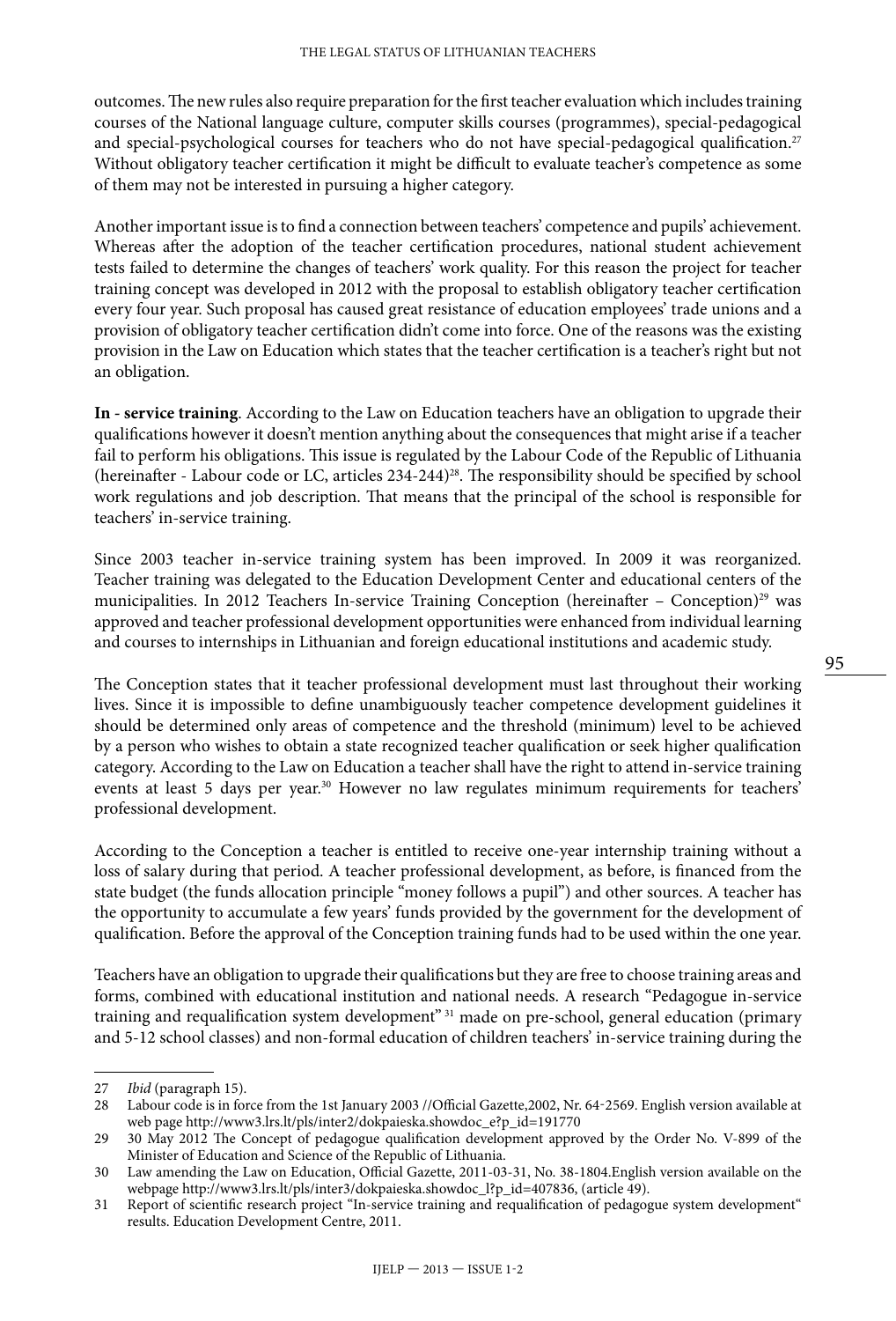outcomes. The new rules also require preparation for the first teacher evaluation which includes training courses of the National language culture, computer skills courses (programmes), special-pedagogical and special-psychological courses for teachers who do not have special-pedagogical qualification.[27] Without obligatory teacher certification it might be difficult to evaluate teacher's competence as some of them may not be interested in pursuing a higher category.

Another important issue is to find a connection between teachers' competence and pupils' achievement. Whereas after the adoption of the teacher certification procedures, national student achievement tests failed to determine the changes of teachers' work quality. For this reason the project for teacher training concept was developed in 2012 with the proposal to establish obligatory teacher certification every four year. Such proposal has caused great resistance of education employees' trade unions and a provision of obligatory teacher certification didn't come into force. One of the reasons was the existing provision in the Law on Education which states that the teacher certification is a teacher's right but not an obligation.

**In - service training**. According to the Law on Education teachers have an obligation to upgrade their qualifications however it doesn't mention anything about the consequences that might arise if a teacher fail to perform his obligations. This issue is regulated by the Labour Code of the Republic of Lithuania (hereinafter - Labour code or LC, articles 234-244)[28]. The responsibility should be specified by school work regulations and job description. That means that the principal of the school is responsible for teachers' in-service training.

Since 2003 teacher in-service training system has been improved. In 2009 it was reorganized. Teacher training was delegated to the Education Development Center and educational centers of the municipalities. In 2012 Teachers In-service Training Conception (hereinafter – Conception)[29] was approved and teacher professional development opportunities were enhanced from individual learning and courses to internships in Lithuanian and foreign educational institutions and academic study.

The Conception states that it teacher professional development must last throughout their working lives. Since it is impossible to define unambiguously teacher competence development guidelines it should be determined only areas of competence and the threshold (minimum) level to be achieved by a person who wishes to obtain a state recognized teacher qualification or seek higher qualification category. According to the Law on Education a teacher shall have the right to attend in-service training events at least 5 days per year.[30] However no law regulates minimum requirements for teachers' professional development.

According to the Conception a teacher is entitled to receive one-year internship training without a loss of salary during that period. A teacher professional development, as before, is financed from the state budget (the funds allocation principle "money follows a pupil") and other sources. A teacher has the opportunity to accumulate a few years' funds provided by the government for the development of qualification. Before the approval of the Conception training funds had to be used within the one year.

Teachers have an obligation to upgrade their qualifications but they are free to choose training areas and forms, combined with educational institution and national needs. A research "Pedagogue in-service training and requalification system development" [31] made on pre-school, general education (primary and 5-12 school classes) and non-formal education of children teachers' in-service training during the

---

27 *Ibid* (paragraph 15).

28 Labour code is in force from the 1st January 2003 //Official Gazette,2002, Nr. 64-2569. English version available at web page http://www3.lrs.lt/pls/inter2/dokpaieska.showdoc_e?p_id=191770

29 30 May 2012 The Concept of pedagogue qualification development approved by the Order No. V-899 of the Minister of Education and Science of the Republic of Lithuania.

30 Law amending the Law on Education, Official Gazette, 2011-03-31, No. 38-1804.English version available on the webpage http://www3.lrs.lt/pls/inter3/dokpaieska.showdoc_l?p_id=407836, (article 49).

31 Report of scientific research project "In-service training and requalification of pedagogue system development" results. Education Development Centre, 2011.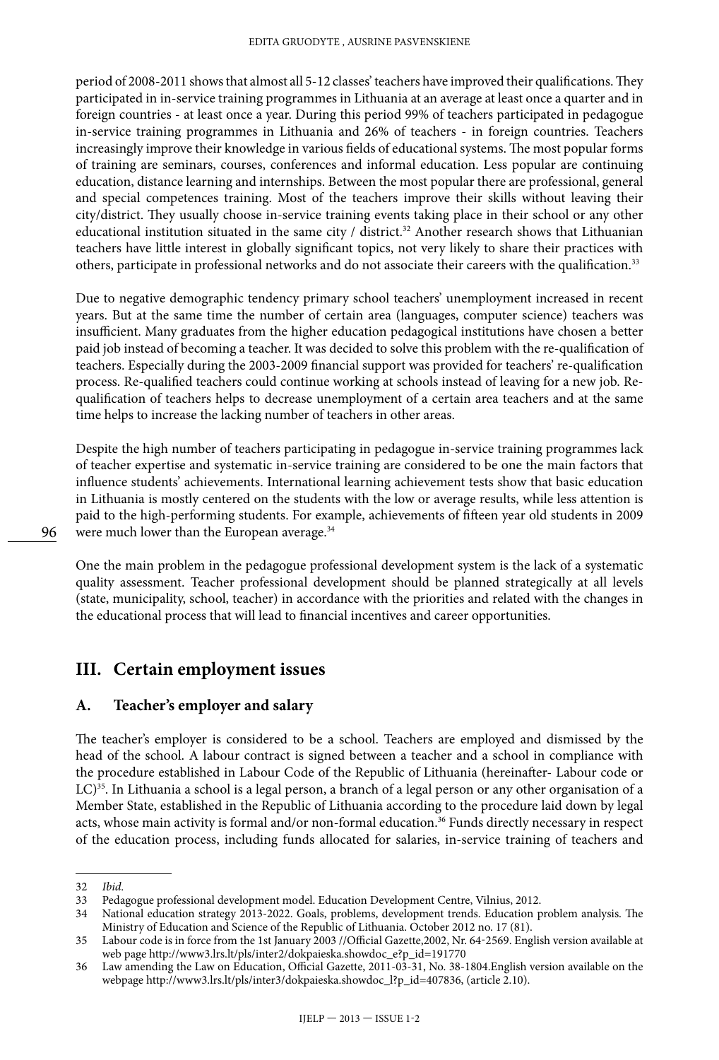period of 2008-2011 shows that almost all 5-12 classes' teachers have improved their qualifications. They participated in in-service training programmes in Lithuania at an average at least once a quarter and in foreign countries - at least once a year. During this period 99% of teachers participated in pedagogue in-service training programmes in Lithuania and 26% of teachers - in foreign countries. Teachers increasingly improve their knowledge in various fields of educational systems. The most popular forms of training are seminars, courses, conferences and informal education. Less popular are continuing education, distance learning and internships. Between the most popular there are professional, general and special competences training. Most of the teachers improve their skills without leaving their city/district. They usually choose in-service training events taking place in their school or any other educational institution situated in the same city / district.[32] Another research shows that Lithuanian teachers have little interest in globally significant topics, not very likely to share their practices with others, participate in professional networks and do not associate their careers with the qualification.[33]

Due to negative demographic tendency primary school teachers' unemployment increased in recent years. But at the same time the number of certain area (languages, computer science) teachers was insufficient. Many graduates from the higher education pedagogical institutions have chosen a better paid job instead of becoming a teacher. It was decided to solve this problem with the re-qualification of teachers. Especially during the 2003-2009 financial support was provided for teachers' re-qualification process. Re-qualified teachers could continue working at schools instead of leaving for a new job. Re-qualification of teachers helps to decrease unemployment of a certain area teachers and at the same time helps to increase the lacking number of teachers in other areas.

Despite the high number of teachers participating in pedagogue in-service training programmes lack of teacher expertise and systematic in-service training are considered to be one the main factors that influence students' achievements. International learning achievement tests show that basic education in Lithuania is mostly centered on the students with the low or average results, while less attention is paid to the high-performing students. For example, achievements of fifteen year old students in 2009 were much lower than the European average.[34]

One the main problem in the pedagogue professional development system is the lack of a systematic quality assessment. Teacher professional development should be planned strategically at all levels (state, municipality, school, teacher) in accordance with the priorities and related with the changes in the educational process that will lead to financial incentives and career opportunities.

## III. Certain employment issues

### A. Teacher's employer and salary

The teacher's employer is considered to be a school. Teachers are employed and dismissed by the head of the school. A labour contract is signed between a teacher and a school in compliance with the procedure established in Labour Code of the Republic of Lithuania (hereinafter- Labour code or LC)[35]. In Lithuania a school is a legal person, a branch of a legal person or any other organisation of a Member State, established in the Republic of Lithuania according to the procedure laid down by legal acts, whose main activity is formal and/or non-formal education.[36] Funds directly necessary in respect of the education process, including funds allocated for salaries, in-service training of teachers and

---

32 *Ibid.*

33 Pedagogue professional development model. Education Development Centre, Vilnius, 2012.

34 National education strategy 2013-2022. Goals, problems, development trends. Education problem analysis. The Ministry of Education and Science of the Republic of Lithuania. October 2012 no. 17 (81).

35 Labour code is in force from the 1st January 2003 //Official Gazette,2002, Nr. 64-2569. English version available at web page http://www3.lrs.lt/pls/inter2/dokpaieska.showdoc_e?p_id=191770

36 Law amending the Law on Education, Official Gazette, 2011-03-31, No. 38-1804.English version available on the webpage http://www3.lrs.lt/pls/inter3/dokpaieska.showdoc_l?p_id=407836, (article 2.10).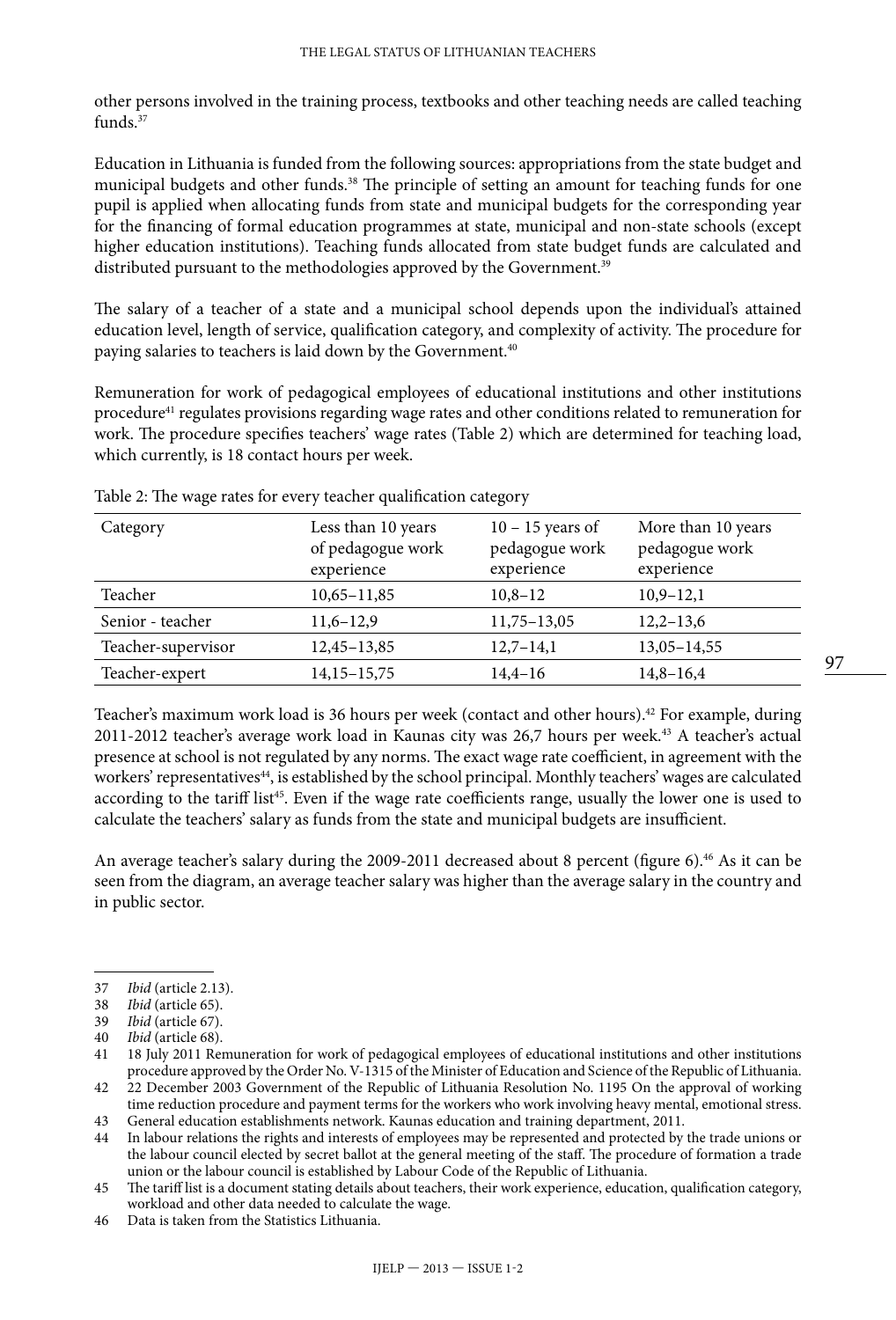other persons involved in the training process, textbooks and other teaching needs are called teaching funds.[37]

Education in Lithuania is funded from the following sources: appropriations from the state budget and municipal budgets and other funds.[38] The principle of setting an amount for teaching funds for one pupil is applied when allocating funds from state and municipal budgets for the corresponding year for the financing of formal education programmes at state, municipal and non-state schools (except higher education institutions). Teaching funds allocated from state budget funds are calculated and distributed pursuant to the methodologies approved by the Government.[39]

The salary of a teacher of a state and a municipal school depends upon the individual's attained education level, length of service, qualification category, and complexity of activity. The procedure for paying salaries to teachers is laid down by the Government.[40]

Remuneration for work of pedagogical employees of educational institutions and other institutions procedure[41] regulates provisions regarding wage rates and other conditions related to remuneration for work. The procedure specifies teachers' wage rates (Table 2) which are determined for teaching load, which currently, is 18 contact hours per week.

Table 2: The wage rates for every teacher qualification category

| Category | Less than 10 years of pedagogue work experience | 10 – 15 years of pedagogue work experience | More than 10 years pedagogue work experience |
|---|---|---|---|
| Teacher | 10,65–11,85 | 10,8–12 | 10,9–12,1 |
| Senior - teacher | 11,6–12,9 | 11,75–13,05 | 12,2–13,6 |
| Teacher-supervisor | 12,45–13,85 | 12,7–14,1 | 13,05–14,55 |
| Teacher-expert | 14,15–15,75 | 14,4–16 | 14,8–16,4 |

Teacher's maximum work load is 36 hours per week (contact and other hours).[42] For example, during 2011-2012 teacher's average work load in Kaunas city was 26,7 hours per week.[43] A teacher's actual presence at school is not regulated by any norms. The exact wage rate coefficient, in agreement with the workers' representatives[44], is established by the school principal. Monthly teachers' wages are calculated according to the tariff list[45]. Even if the wage rate coefficients range, usually the lower one is used to calculate the teachers' salary as funds from the state and municipal budgets are insufficient.

An average teacher's salary during the 2009-2011 decreased about 8 percent (figure 6).[46] As it can be seen from the diagram, an average teacher salary was higher than the average salary in the country and in public sector.

---

37 *Ibid* (article 2.13).

38 *Ibid* (article 65).

39 *Ibid* (article 67).

40 *Ibid* (article 68).

41 18 July 2011 Remuneration for work of pedagogical employees of educational institutions and other institutions procedure approved by the Order No. V-1315 of the Minister of Education and Science of the Republic of Lithuania.

42 22 December 2003 Government of the Republic of Lithuania Resolution No. 1195 On the approval of working time reduction procedure and payment terms for the workers who work involving heavy mental, emotional stress.

43 General education establishments network. Kaunas education and training department, 2011.

44 In labour relations the rights and interests of employees may be represented and protected by the trade unions or the labour council elected by secret ballot at the general meeting of the staff. The procedure of formation a trade union or the labour council is established by Labour Code of the Republic of Lithuania.

45 The tariff list is a document stating details about teachers, their work experience, education, qualification category, workload and other data needed to calculate the wage.

46 Data is taken from the Statistics Lithuania.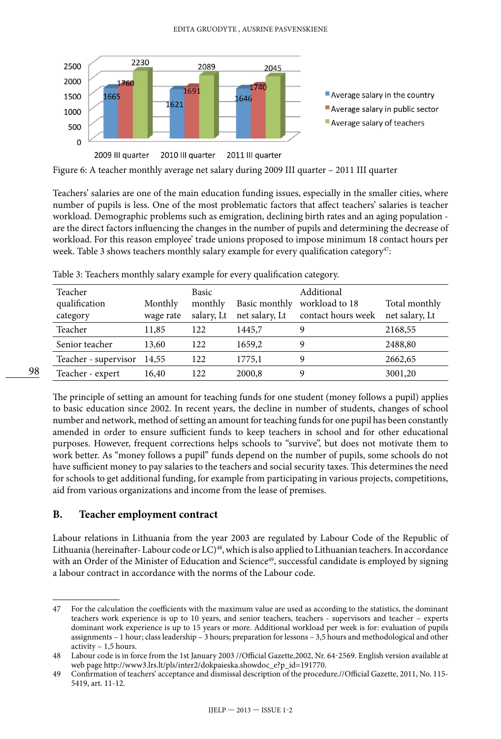Figure 6: A teacher monthly average net salary during 2009 III quarter – 2011 III quarter

Teachers' salaries are one of the main education funding issues, especially in the smaller cities, where number of pupils is less. One of the most problematic factors that affect teachers' salaries is teacher workload. Demographic problems such as emigration, declining birth rates and an aging population - are the direct factors influencing the changes in the number of pupils and determining the decrease of workload. For this reason employee' trade unions proposed to impose minimum 18 contact hours per week. Table 3 shows teachers monthly salary example for every qualification category[47]:

Table 3: Teachers monthly salary example for every qualification category.

| Teacher qualification category | Monthly wage rate | Basic monthly salary, Lt | Basic monthly net salary, Lt | Additional workload to 18 contact hours week | Total monthly net salary, Lt |
|---|---|---|---|---|---|
| Teacher | 11,85 | 122 | 1445,7 | 9 | 2168,55 |
| Senior teacher | 13,60 | 122 | 1659,2 | 9 | 2488,80 |
| Teacher - supervisor | 14,55 | 122 | 1775,1 | 9 | 2662,65 |
| Teacher - expert | 16,40 | 122 | 2000,8 | 9 | 3001,20 |

The principle of setting an amount for teaching funds for one student (money follows a pupil) applies to basic education since 2002. In recent years, the decline in number of students, changes of school number and network, method of setting an amount for teaching funds for one pupil has been constantly amended in order to ensure sufficient funds to keep teachers in school and for other educational purposes. However, frequent corrections helps schools to "survive", but does not motivate them to work better. As "money follows a pupil" funds depend on the number of pupils, some schools do not have sufficient money to pay salaries to the teachers and social security taxes. This determines the need for schools to get additional funding, for example from participating in various projects, competitions, aid from various organizations and income from the lease of premises.

## B. Teacher employment contract

Labour relations in Lithuania from the year 2003 are regulated by Labour Code of the Republic of Lithuania (hereinafter- Labour code or LC)[48], which is also applied to Lithuanian teachers. In accordance with an Order of the Minister of Education and Science[49], successful candidate is employed by signing a labour contract in accordance with the norms of the Labour code.

---

47 For the calculation the coefficients with the maximum value are used as according to the statistics, the dominant teachers work experience is up to 10 years, and senior teachers, teachers - supervisors and teacher – experts dominant work experience is up to 15 years or more. Additional workload per week is for: evaluation of pupils assignments – 1 hour; class leadership – 3 hours; preparation for lessons – 3,5 hours and methodological and other activity – 1,5 hours.

48 Labour code is in force from the 1st January 2003 //Official Gazette,2002, Nr. 64-2569. English version available at web page http://www3.lrs.lt/pls/inter2/dokpaieska.showdoc_e?p_id=191770.

49 Confirmation of teachers' acceptance and dismissal description of the procedure.//Official Gazette, 2011, No. 115-5419, art. 11-12.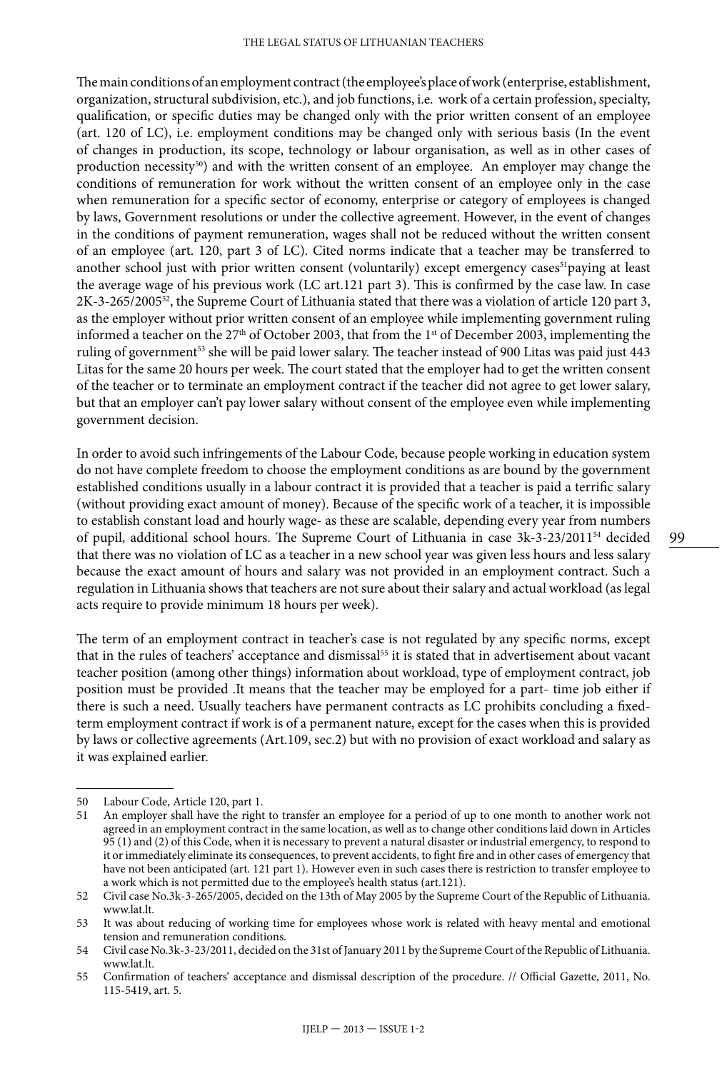The main conditions of an employment contract (the employee's place of work (enterprise, establishment, organization, structural subdivision, etc.), and job functions, i.e. work of a certain profession, specialty, qualification, or specific duties may be changed only with the prior written consent of an employee (art. 120 of LC), i.e. employment conditions may be changed only with serious basis (In the event of changes in production, its scope, technology or labour organisation, as well as in other cases of production necessity[50]) and with the written consent of an employee. An employer may change the conditions of remuneration for work without the written consent of an employee only in the case when remuneration for a specific sector of economy, enterprise or category of employees is changed by laws, Government resolutions or under the collective agreement. However, in the event of changes in the conditions of payment remuneration, wages shall not be reduced without the written consent of an employee (art. 120, part 3 of LC). Cited norms indicate that a teacher may be transferred to another school just with prior written consent (voluntarily) except emergency cases[51]paying at least the average wage of his previous work (LC art.121 part 3). This is confirmed by the case law. In case 2K-3-265/2005[52], the Supreme Court of Lithuania stated that there was a violation of article 120 part 3, as the employer without prior written consent of an employee while implementing government ruling informed a teacher on the 27th of October 2003, that from the 1st of December 2003, implementing the ruling of government[53] she will be paid lower salary. The teacher instead of 900 Litas was paid just 443 Litas for the same 20 hours per week. The court stated that the employer had to get the written consent of the teacher or to terminate an employment contract if the teacher did not agree to get lower salary, but that an employer can't pay lower salary without consent of the employee even while implementing government decision.

In order to avoid such infringements of the Labour Code, because people working in education system do not have complete freedom to choose the employment conditions as are bound by the government established conditions usually in a labour contract it is provided that a teacher is paid a terrific salary (without providing exact amount of money). Because of the specific work of a teacher, it is impossible to establish constant load and hourly wage- as these are scalable, depending every year from numbers of pupil, additional school hours. The Supreme Court of Lithuania in case 3k-3-23/2011[54] decided that there was no violation of LC as a teacher in a new school year was given less hours and less salary because the exact amount of hours and salary was not provided in an employment contract. Such a regulation in Lithuania shows that teachers are not sure about their salary and actual workload (as legal acts require to provide minimum 18 hours per week).

The term of an employment contract in teacher's case is not regulated by any specific norms, except that in the rules of teachers' acceptance and dismissal[55] it is stated that in advertisement about vacant teacher position (among other things) information about workload, type of employment contract, job position must be provided .It means that the teacher may be employed for a part- time job either if there is such a need. Usually teachers have permanent contracts as LC prohibits concluding a fixed-term employment contract if work is of a permanent nature, except for the cases when this is provided by laws or collective agreements (Art.109, sec.2) but with no provision of exact workload and salary as it was explained earlier.

---

50 Labour Code, Article 120, part 1.

51 An employer shall have the right to transfer an employee for a period of up to one month to another work not agreed in an employment contract in the same location, as well as to change other conditions laid down in Articles 95 (1) and (2) of this Code, when it is necessary to prevent a natural disaster or industrial emergency, to respond to it or immediately eliminate its consequences, to prevent accidents, to fight fire and in other cases of emergency that have not been anticipated (art. 121 part 1). However even in such cases there is restriction to transfer employee to a work which is not permitted due to the employee's health status (art.121).

52 Civil case No.3k-3-265/2005, decided on the 13th of May 2005 by the Supreme Court of the Republic of Lithuania. www.lat.lt.

53 It was about reducing of working time for employees whose work is related with heavy mental and emotional tension and remuneration conditions.

54 Civil case No.3k-3-23/2011, decided on the 31st of January 2011 by the Supreme Court of the Republic of Lithuania. www.lat.lt.

55 Confirmation of teachers' acceptance and dismissal description of the procedure. // Official Gazette, 2011, No. 115-5419, art. 5.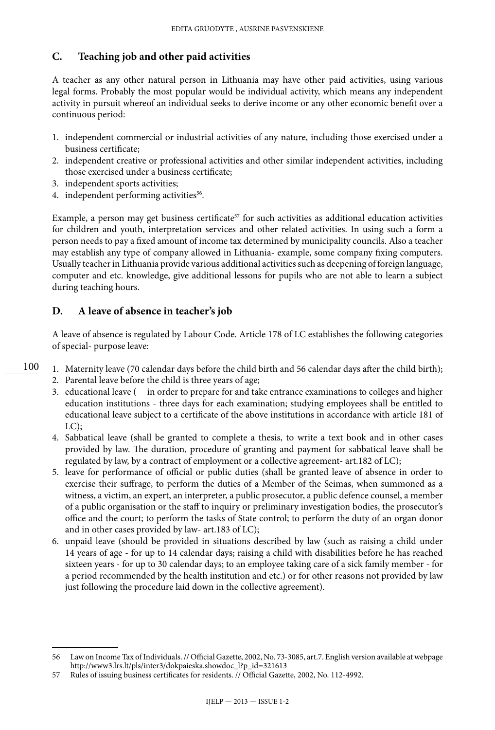## C. Teaching job and other paid activities

A teacher as any other natural person in Lithuania may have other paid activities, using various legal forms. Probably the most popular would be individual activity, which means any independent activity in pursuit whereof an individual seeks to derive income or any other economic benefit over a continuous period:

1. independent commercial or industrial activities of any nature, including those exercised under a business certificate;
2. independent creative or professional activities and other similar independent activities, including those exercised under a business certificate;
3. independent sports activities;
4. independent performing activities[56].

Example, a person may get business certificate[57] for such activities as additional education activities for children and youth, interpretation services and other related activities. In using such a form a person needs to pay a fixed amount of income tax determined by municipality councils. Also a teacher may establish any type of company allowed in Lithuania- example, some company fixing computers. Usually teacher in Lithuania provide various additional activities such as deepening of foreign language, computer and etc. knowledge, give additional lessons for pupils who are not able to learn a subject during teaching hours.

## D. A leave of absence in teacher's job

A leave of absence is regulated by Labour Code. Article 178 of LC establishes the following categories of special- purpose leave:

1. Maternity leave (70 calendar days before the child birth and 56 calendar days after the child birth);
2. Parental leave before the child is three years of age;
3. educational leave ( in order to prepare for and take entrance examinations to colleges and higher education institutions - three days for each examination; studying employees shall be entitled to educational leave subject to a certificate of the above institutions in accordance with article 181 of LC);
4. Sabbatical leave (shall be granted to complete a thesis, to write a text book and in other cases provided by law. The duration, procedure of granting and payment for sabbatical leave shall be regulated by law, by a contract of employment or a collective agreement- art.182 of LC);
5. leave for performance of official or public duties (shall be granted leave of absence in order to exercise their suffrage, to perform the duties of a Member of the Seimas, when summoned as a witness, a victim, an expert, an interpreter, a public prosecutor, a public defence counsel, a member of a public organisation or the staff to inquiry or preliminary investigation bodies, the prosecutor's office and the court; to perform the tasks of State control; to perform the duty of an organ donor and in other cases provided by law- art.183 of LC);
6. unpaid leave (should be provided in situations described by law (such as raising a child under 14 years of age - for up to 14 calendar days; raising a child with disabilities before he has reached sixteen years - for up to 30 calendar days; to an employee taking care of a sick family member - for a period recommended by the health institution and etc.) or for other reasons not provided by law just following the procedure laid down in the collective agreement).

---

56 Law on Income Tax of Individuals. // Official Gazette, 2002, No. 73-3085, art.7. English version available at webpage http://www3.lrs.lt/pls/inter3/dokpaieska.showdoc_l?p_id=321613

57 Rules of issuing business certificates for residents. // Official Gazette, 2002, No. 112-4992.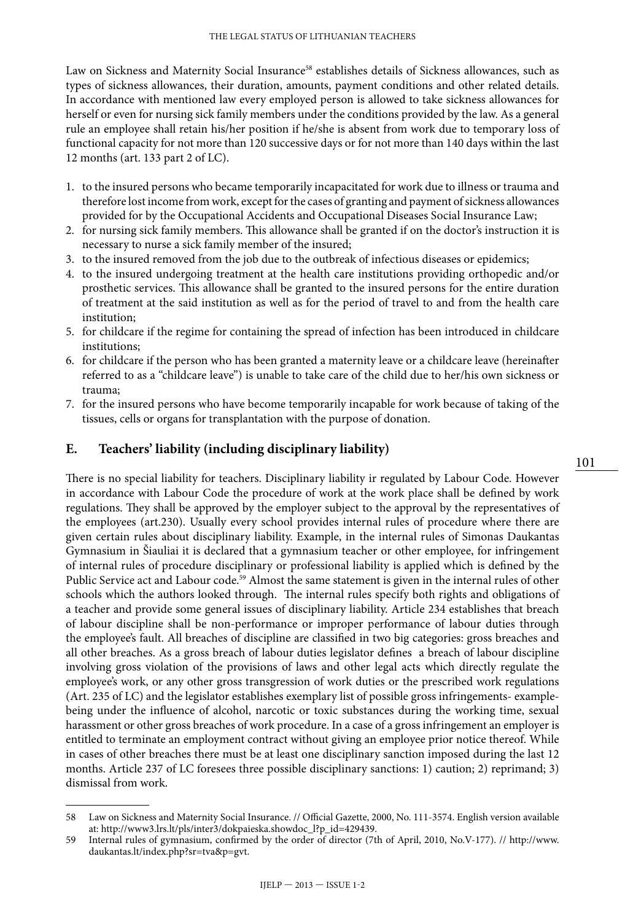Law on Sickness and Maternity Social Insurance[58] establishes details of Sickness allowances, such as types of sickness allowances, their duration, amounts, payment conditions and other related details. In accordance with mentioned law every employed person is allowed to take sickness allowances for herself or even for nursing sick family members under the conditions provided by the law. As a general rule an employee shall retain his/her position if he/she is absent from work due to temporary loss of functional capacity for not more than 120 successive days or for not more than 140 days within the last 12 months (art. 133 part 2 of LC).

1. to the insured persons who became temporarily incapacitated for work due to illness or trauma and therefore lost income from work, except for the cases of granting and payment of sickness allowances provided for by the Occupational Accidents and Occupational Diseases Social Insurance Law;
2. for nursing sick family members. This allowance shall be granted if on the doctor's instruction it is necessary to nurse a sick family member of the insured;
3. to the insured removed from the job due to the outbreak of infectious diseases or epidemics;
4. to the insured undergoing treatment at the health care institutions providing orthopedic and/or prosthetic services. This allowance shall be granted to the insured persons for the entire duration of treatment at the said institution as well as for the period of travel to and from the health care institution;
5. for childcare if the regime for containing the spread of infection has been introduced in childcare institutions;
6. for childcare if the person who has been granted a maternity leave or a childcare leave (hereinafter referred to as a "childcare leave") is unable to take care of the child due to her/his own sickness or trauma;
7. for the insured persons who have become temporarily incapable for work because of taking of the tissues, cells or organs for transplantation with the purpose of donation.

## E. Teachers' liability (including disciplinary liability)

There is no special liability for teachers. Disciplinary liability ir regulated by Labour Code. However in accordance with Labour Code the procedure of work at the work place shall be defined by work regulations. They shall be approved by the employer subject to the approval by the representatives of the employees (art.230). Usually every school provides internal rules of procedure where there are given certain rules about disciplinary liability. Example, in the internal rules of Simonas Daukantas Gymnasium in Šiauliai it is declared that a gymnasium teacher or other employee, for infringement of internal rules of procedure disciplinary or professional liability is applied which is defined by the Public Service act and Labour code.[59] Almost the same statement is given in the internal rules of other schools which the authors looked through. The internal rules specify both rights and obligations of a teacher and provide some general issues of disciplinary liability. Article 234 establishes that breach of labour discipline shall be non-performance or improper performance of labour duties through the employee's fault. All breaches of discipline are classified in two big categories: gross breaches and all other breaches. As a gross breach of labour duties legislator defines a breach of labour discipline involving gross violation of the provisions of laws and other legal acts which directly regulate the employee's work, or any other gross transgression of work duties or the prescribed work regulations (Art. 235 of LC) and the legislator establishes exemplary list of possible gross infringements- example-being under the influence of alcohol, narcotic or toxic substances during the working time, sexual harassment or other gross breaches of work procedure. In a case of a gross infringement an employer is entitled to terminate an employment contract without giving an employee prior notice thereof. While in cases of other breaches there must be at least one disciplinary sanction imposed during the last 12 months. Article 237 of LC foresees three possible disciplinary sanctions: 1) caution; 2) reprimand; 3) dismissal from work.

---

58 Law on Sickness and Maternity Social Insurance. // Official Gazette, 2000, No. 111-3574. English version available at: http://www3.lrs.lt/pls/inter3/dokpaieska.showdoc_l?p_id=429439.

59 Internal rules of gymnasium, confirmed by the order of director (7th of April, 2010, No.V-177). // http://www.daukantas.lt/index.php?sr=tva&p=gvt.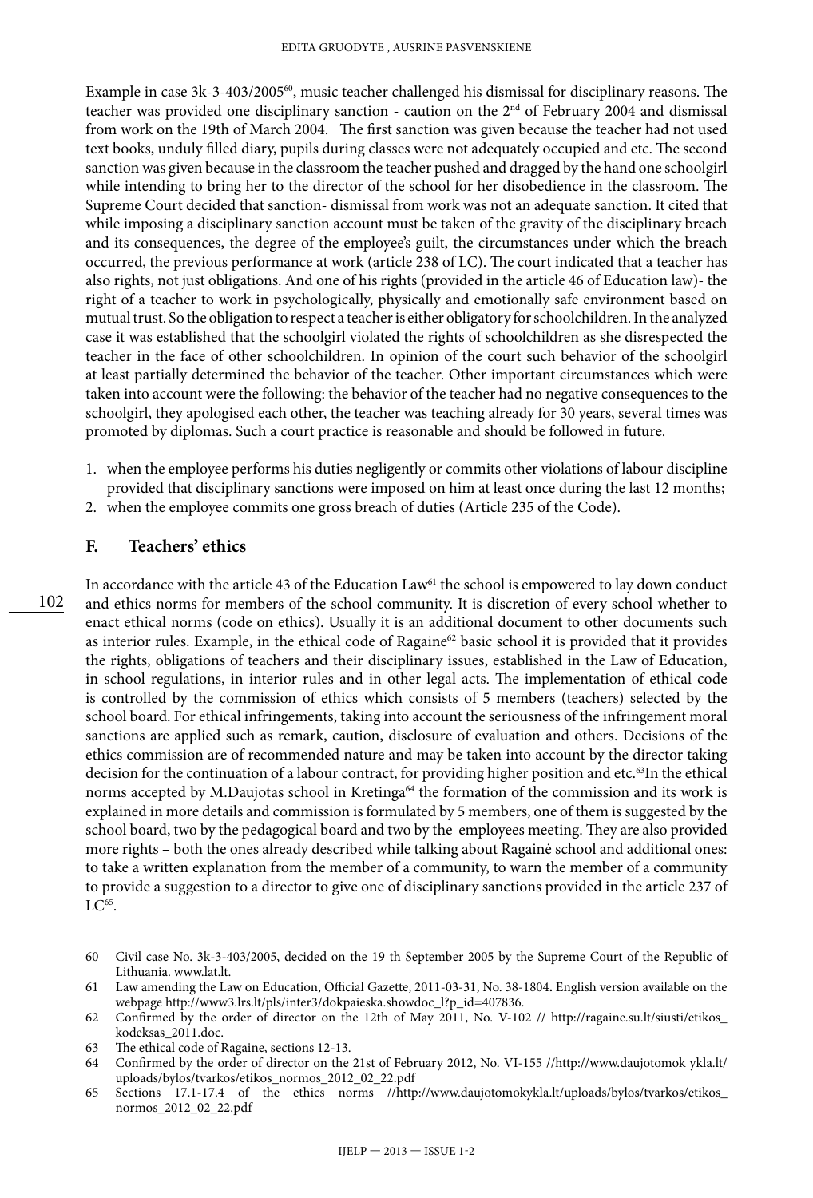Example in case 3k-3-403/2005[60], music teacher challenged his dismissal for disciplinary reasons. The teacher was provided one disciplinary sanction - caution on the 2[nd] of February 2004 and dismissal from work on the 19th of March 2004. The first sanction was given because the teacher had not used text books, unduly filled diary, pupils during classes were not adequately occupied and etc. The second sanction was given because in the classroom the teacher pushed and dragged by the hand one schoolgirl while intending to bring her to the director of the school for her disobedience in the classroom. The Supreme Court decided that sanction- dismissal from work was not an adequate sanction. It cited that while imposing a disciplinary sanction account must be taken of the gravity of the disciplinary breach and its consequences, the degree of the employee's guilt, the circumstances under which the breach occurred, the previous performance at work (article 238 of LC). The court indicated that a teacher has also rights, not just obligations. And one of his rights (provided in the article 46 of Education law)- the right of a teacher to work in psychologically, physically and emotionally safe environment based on mutual trust. So the obligation to respect a teacher is either obligatory for schoolchildren. In the analyzed case it was established that the schoolgirl violated the rights of schoolchildren as she disrespected the teacher in the face of other schoolchildren. In opinion of the court such behavior of the schoolgirl at least partially determined the behavior of the teacher. Other important circumstances which were taken into account were the following: the behavior of the teacher had no negative consequences to the schoolgirl, they apologised each other, the teacher was teaching already for 30 years, several times was promoted by diplomas. Such a court practice is reasonable and should be followed in future.

1. when the employee performs his duties negligently or commits other violations of labour discipline provided that disciplinary sanctions were imposed on him at least once during the last 12 months;
2. when the employee commits one gross breach of duties (Article 235 of the Code).

## F. Teachers' ethics

In accordance with the article 43 of the Education Law[61] the school is empowered to lay down conduct and ethics norms for members of the school community. It is discretion of every school whether to enact ethical norms (code on ethics). Usually it is an additional document to other documents such as interior rules. Example, in the ethical code of Ragaine[62] basic school it is provided that it provides the rights, obligations of teachers and their disciplinary issues, established in the Law of Education, in school regulations, in interior rules and in other legal acts. The implementation of ethical code is controlled by the commission of ethics which consists of 5 members (teachers) selected by the school board. For ethical infringements, taking into account the seriousness of the infringement moral sanctions are applied such as remark, caution, disclosure of evaluation and others. Decisions of the ethics commission are of recommended nature and may be taken into account by the director taking decision for the continuation of a labour contract, for providing higher position and etc.[63] In the ethical norms accepted by M.Daujotas school in Kretinga[64] the formation of the commission and its work is explained in more details and commission is formulated by 5 members, one of them is suggested by the school board, two by the pedagogical board and two by the employees meeting. They are also provided more rights – both the ones already described while talking about Ragainė school and additional ones: to take a written explanation from the member of a community, to warn the member of a community to provide a suggestion to a director to give one of disciplinary sanctions provided in the article 237 of LC[65].

---

60 Civil case No. 3k-3-403/2005, decided on the 19 th September 2005 by the Supreme Court of the Republic of Lithuania. www.lat.lt.

61 Law amending the Law on Education, Official Gazette, 2011-03-31, No. 38-1804**.** English version available on the webpage http://www3.lrs.lt/pls/inter3/dokpaieska.showdoc_l?p_id=407836.

62 Confirmed by the order of director on the 12th of May 2011, No. V-102 // http://ragaine.su.lt/siusti/etikos_kodeksas_2011.doc.

63 The ethical code of Ragaine, sections 12-13.

64 Confirmed by the order of director on the 21st of February 2012, No. VI-155 //http://www.daujotomok ykla.lt/uploads/bylos/tvarkos/etikos_normos_2012_02_22.pdf

65 Sections 17.1-17.4 of the ethics norms //http://www.daujotomokykla.lt/uploads/bylos/tvarkos/etikos_normos_2012_02_22.pdf